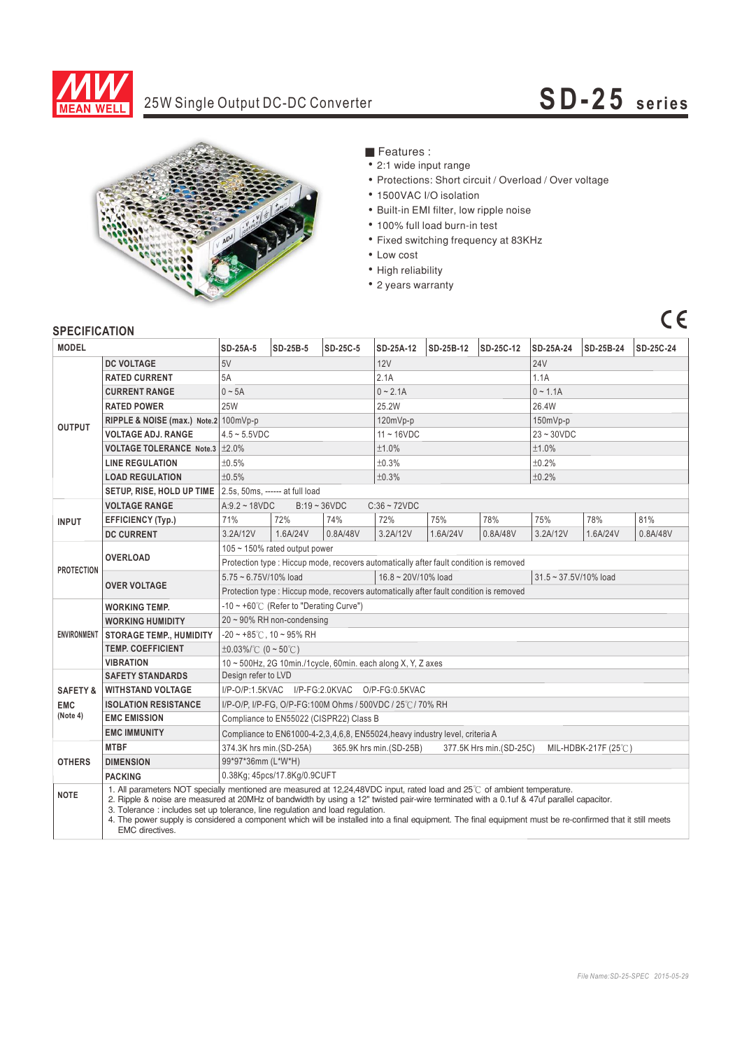# MEAN WELL

## 25W Single Output DC-DC Converter

# SD-25 series

■ Features :

- 2:1 wide input range
- Protections: Short circuit / Overload / Over voltage
- 1500VAC I/O isolation
- Built-in EMI filter, low ripple noise
- 100% full load burn-in test
- Fixed switching frequency at 83KHz
- Low cost
- High reliability
- 2 years warranty

## SPECIFICATION

| MODEL | | SD-25A-5 | SD-25B-5 | SD-25C-5 | SD-25A-12 | SD-25B-12 | SD-25C-12 | SD-25A-24 | SD-25B-24 | SD-25C-24 |
|---|---|---|---|---|---|---|---|---|---|---|
| OUTPUT | DC VOLTAGE | 5V | | | 12V | | | 24V | | |
| | RATED CURRENT | 5A | | | 2.1A | | | 1.1A | | |
| | CURRENT RANGE | 0 ~ 5A | | | 0 ~ 2.1A | | | 0 ~ 1.1A | | |
| | RATED POWER | 25W | | | 25.2W | | | 26.4W | | |
| | RIPPLE & NOISE (max.) Note.2 | 100mVp-p | | | 120mVp-p | | | 150mVp-p | | |
| | VOLTAGE ADJ. RANGE | 4.5 ~ 5.5VDC | | | 11 ~ 16VDC | | | 23 ~ 30VDC | | |
| | VOLTAGE TOLERANCE Note.3 | ±2.0% | | | ±1.0% | | | ±1.0% | | |
| | LINE REGULATION | ±0.5% | | | ±0.3% | | | ±0.2% | | |
| | LOAD REGULATION | ±0.5% | | | ±0.3% | | | ±0.2% | | |
| | SETUP, RISE, HOLD UP TIME | 2.5s, 50ms, ------ at full load | | | | | | | | |
| INPUT | VOLTAGE RANGE | A:9.2 ~ 18VDC B:19 ~ 36VDC C:36 ~ 72VDC | | | | | | | | |
| | EFFICIENCY (Typ.) | 71% | 72% | 74% | 72% | 75% | 78% | 75% | 78% | 81% |
| | DC CURRENT | 3.2A/12V | 1.6A/24V | 0.8A/48V | 3.2A/12V | 1.6A/24V | 0.8A/48V | 3.2A/12V | 1.6A/24V | 0.8A/48V |
| PROTECTION | OVERLOAD | 105 ~ 150% rated output power | | | | | | | | |
| | | Protection type : Hiccup mode, recovers automatically after fault condition is removed | | | | | | | | |
| | OVER VOLTAGE | 5.75 ~ 6.75V/10% load | | | 16.8 ~ 20V/10% load | | | 31.5 ~ 37.5V/10% load | | |
| | | Protection type : Hiccup mode, recovers automatically after fault condition is removed | | | | | | | | |
| ENVIRONMENT | WORKING TEMP. | -10 ~ +60℃ (Refer to "Derating Curve") | | | | | | | | |
| | WORKING HUMIDITY | 20 ~ 90% RH non-condensing | | | | | | | | |
| | STORAGE TEMP., HUMIDITY | -20 ~ +85℃, 10 ~ 95% RH | | | | | | | | |
| | TEMP. COEFFICIENT | ±0.03%/℃ (0 ~ 50℃) | | | | | | | | |
| | VIBRATION | 10 ~ 500Hz, 2G 10min./1cycle, 60min. each along X, Y, Z axes | | | | | | | | |
| SAFETY & EMC (Note 4) | SAFETY STANDARDS | Design refer to LVD | | | | | | | | |
| | WITHSTAND VOLTAGE | I/P-O/P:1.5KVAC I/P-FG:2.0KVAC O/P-FG:0.5KVAC | | | | | | | | |
| | ISOLATION RESISTANCE | I/P-O/P, I/P-FG, O/P-FG:100M Ohms / 500VDC / 25℃/ 70% RH | | | | | | | | |
| | EMC EMISSION | Compliance to EN55022 (CISPR22) Class B | | | | | | | | |
| | EMC IMMUNITY | Compliance to EN61000-4-2,3,4,6,8, EN55024,heavy industry level, criteria A | | | | | | | | |
| OTHERS | MTBF | 374.3K hrs min.(SD-25A) 365.9K hrs min.(SD-25B) 377.5K Hrs min.(SD-25C) MIL-HDBK-217F (25℃) | | | | | | | | |
| | DIMENSION | 99*97*36mm (L*W*H) | | | | | | | | |
| | PACKING | 0.38Kg; 45pcs/17.8Kg/0.9CUFT | | | | | | | | |
| NOTE | 1. All parameters NOT specially mentioned are measured at 12,24,48VDC input, rated load and 25℃ of ambient temperature.<br>2. Ripple & noise are measured at 20MHz of bandwidth by using a 12" twisted pair-wire terminated with a 0.1uf & 47uf parallel capacitor.<br>3. Tolerance : includes set up tolerance, line regulation and load regulation.<br>4. The power supply is considered a component which will be installed into a final equipment. The final equipment must be re-confirmed that it still meets EMC directives. | | | | | | | | | |

File Name:SD-25-SPEC 2015-05-29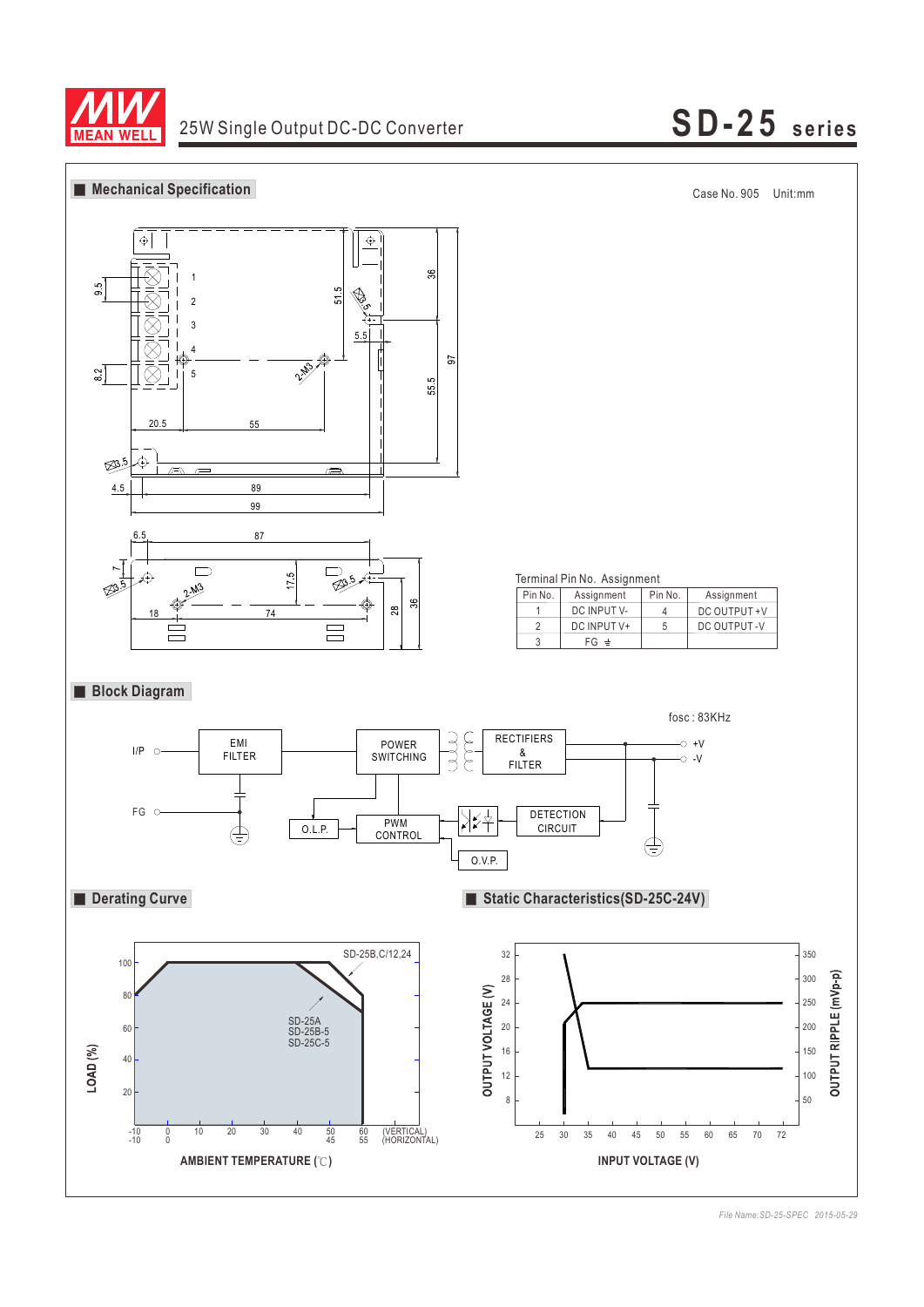# SD-25 series

25W Single Output DC-DC Converter

## Mechanical Specification

Case No. 905 Unit:mm

9.5
8.2
1
2
3
4
5
51.5
⌀3.5
5.5
2-M3
36
97
55.5
20.5
55
⌀3.5
4.5
89
99

6.5
87
7
⌀3.5
2-M3
17.5
⌀3.5
18
74
28
36

Terminal Pin No. Assignment

| Pin No. | Assignment | Pin No. | Assignment |
|---|---|---|---|
| 1 | DC INPUT V- | 4 | DC OUTPUT +V |
| 2 | DC INPUT V+ | 5 | DC OUTPUT -V |
| 3 | FG ⏚ | | |

## Block Diagram

fosc : 83KHz

I/P
FG
EMI FILTER
POWER SWITCHING
RECTIFIERS & FILTER
+V
-V
O.L.P.
PWM CONTROL
DETECTION CIRCUIT
O.V.P.

## Derating Curve

SD-25B,C/12,24
SD-25A
SD-25B-5
SD-25C-5
LOAD (%)
100
80
60
40
20
-10 0 10 20 30 40 50 60 (VERTICAL)
-10 0 45 55 (HORIZONTAL)
AMBIENT TEMPERATURE (℃)

## Static Characteristics(SD-25C-24V)

OUTPUT VOLTAGE (V)
32
28
24
20
16
12
8
OUTPUT RIPPLE (mVp-p)
350
300
250
200
150
100
50
25 30 35 40 45 50 55 60 65 70 72
INPUT VOLTAGE (V)